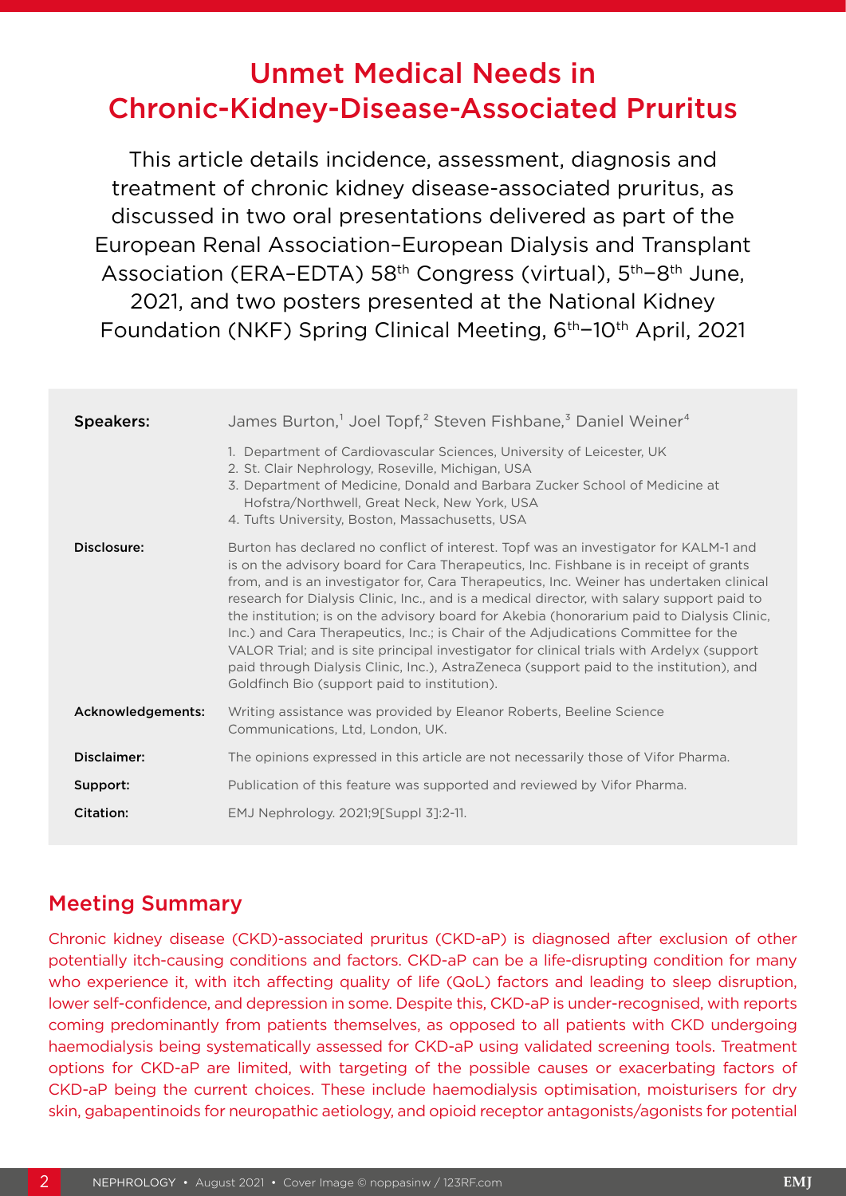# Unmet Medical Needs in Chronic-Kidney-Disease-Associated Pruritus

This article details incidence, assessment, diagnosis and treatment of chronic kidney disease-associated pruritus, as discussed in two oral presentations delivered as part of the European Renal Association–European Dialysis and Transplant Association (ERA–EDTA) 58th Congress (virtual), 5th–8th June, 2021, and two posters presented at the National Kidney Foundation (NKF) Spring Clinical Meeting, 6th–10th April, 2021

**Speakers:** James Burton,[1] Joel Topf,[2] Steven Fishbane,[3] Daniel Weiner[4]

1. Department of Cardiovascular Sciences, University of Leicester, UK
2. St. Clair Nephrology, Roseville, Michigan, USA
3. Department of Medicine, Donald and Barbara Zucker School of Medicine at Hofstra/Northwell, Great Neck, New York, USA
4. Tufts University, Boston, Massachusetts, USA

**Disclosure:** Burton has declared no conflict of interest. Topf was an investigator for KALM-1 and is on the advisory board for Cara Therapeutics, Inc. Fishbane is in receipt of grants from, and is an investigator for, Cara Therapeutics, Inc. Weiner has undertaken clinical research for Dialysis Clinic, Inc., and is a medical director, with salary support paid to the institution; is on the advisory board for Akebia (honorarium paid to Dialysis Clinic, Inc.) and Cara Therapeutics, Inc.; is Chair of the Adjudications Committee for the VALOR Trial; and is site principal investigator for clinical trials with Ardelyx (support paid through Dialysis Clinic, Inc.), AstraZeneca (support paid to the institution), and Goldfinch Bio (support paid to institution).

**Acknowledgements:** Writing assistance was provided by Eleanor Roberts, Beeline Science Communications, Ltd, London, UK.

**Disclaimer:** The opinions expressed in this article are not necessarily those of Vifor Pharma.

**Support:** Publication of this feature was supported and reviewed by Vifor Pharma.

**Citation:** EMJ Nephrology. 2021;9[Suppl 3]:2-11.

## Meeting Summary

Chronic kidney disease (CKD)-associated pruritus (CKD-aP) is diagnosed after exclusion of other potentially itch-causing conditions and factors. CKD-aP can be a life-disrupting condition for many who experience it, with itch affecting quality of life (QoL) factors and leading to sleep disruption, lower self-confidence, and depression in some. Despite this, CKD-aP is under-recognised, with reports coming predominantly from patients themselves, as opposed to all patients with CKD undergoing haemodialysis being systematically assessed for CKD-aP using validated screening tools. Treatment options for CKD-aP are limited, with targeting of the possible causes or exacerbating factors of CKD-aP being the current choices. These include haemodialysis optimisation, moisturisers for dry skin, gabapentinoids for neuropathic aetiology, and opioid receptor antagonists/agonists for potential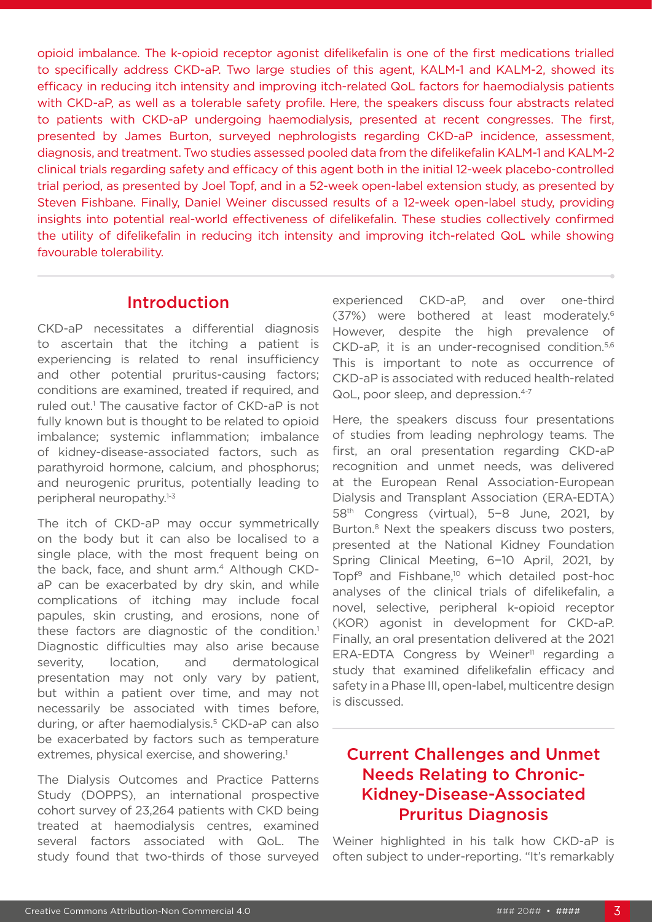opioid imbalance. The k-opioid receptor agonist difelikefalin is one of the first medications trialled to specifically address CKD-aP. Two large studies of this agent, KALM-1 and KALM-2, showed its efficacy in reducing itch intensity and improving itch-related QoL factors for haemodialysis patients with CKD-aP, as well as a tolerable safety profile. Here, the speakers discuss four abstracts related to patients with CKD-aP undergoing haemodialysis, presented at recent congresses. The first, presented by James Burton, surveyed nephrologists regarding CKD-aP incidence, assessment, diagnosis, and treatment. Two studies assessed pooled data from the difelikefalin KALM-1 and KALM-2 clinical trials regarding safety and efficacy of this agent both in the initial 12-week placebo-controlled trial period, as presented by Joel Topf, and in a 52-week open-label extension study, as presented by Steven Fishbane. Finally, Daniel Weiner discussed results of a 12-week open-label study, providing insights into potential real-world effectiveness of difelikefalin. These studies collectively confirmed the utility of difelikefalin in reducing itch intensity and improving itch-related QoL while showing favourable tolerability.

## Introduction

CKD-aP necessitates a differential diagnosis to ascertain that the itching a patient is experiencing is related to renal insufficiency and other potential pruritus-causing factors; conditions are examined, treated if required, and ruled out.[1] The causative factor of CKD-aP is not fully known but is thought to be related to opioid imbalance; systemic inflammation; imbalance of kidney-disease-associated factors, such as parathyroid hormone, calcium, and phosphorus; and neurogenic pruritus, potentially leading to peripheral neuropathy.[1-3]

The itch of CKD-aP may occur symmetrically on the body but it can also be localised to a single place, with the most frequent being on the back, face, and shunt arm.[4] Although CKD-aP can be exacerbated by dry skin, and while complications of itching may include focal papules, skin crusting, and erosions, none of these factors are diagnostic of the condition.[1] Diagnostic difficulties may also arise because severity, location, and dermatological presentation may not only vary by patient, but within a patient over time, and may not necessarily be associated with times before, during, or after haemodialysis.[5] CKD-aP can also be exacerbated by factors such as temperature extremes, physical exercise, and showering.[1]

The Dialysis Outcomes and Practice Patterns Study (DOPPS), an international prospective cohort survey of 23,264 patients with CKD being treated at haemodialysis centres, examined several factors associated with QoL. The study found that two-thirds of those surveyed experienced CKD-aP, and over one-third (37%) were bothered at least moderately.[6] However, despite the high prevalence of CKD-aP, it is an under-recognised condition.[5,6] This is important to note as occurrence of CKD-aP is associated with reduced health-related QoL, poor sleep, and depression.[4-7]

Here, the speakers discuss four presentations of studies from leading nephrology teams. The first, an oral presentation regarding CKD-aP recognition and unmet needs, was delivered at the European Renal Association-European Dialysis and Transplant Association (ERA-EDTA) 58th Congress (virtual), 5–8 June, 2021, by Burton.[8] Next the speakers discuss two posters, presented at the National Kidney Foundation Spring Clinical Meeting, 6–10 April, 2021, by Topf[9] and Fishbane,[10] which detailed post-hoc analyses of the clinical trials of difelikefalin, a novel, selective, peripheral k-opioid receptor (KOR) agonist in development for CKD-aP. Finally, an oral presentation delivered at the 2021 ERA-EDTA Congress by Weiner[11] regarding a study that examined difelikefalin efficacy and safety in a Phase III, open-label, multicentre design is discussed.

## Current Challenges and Unmet Needs Relating to Chronic-Kidney-Disease-Associated Pruritus Diagnosis

Weiner highlighted in his talk how CKD-aP is often subject to under-reporting. "It's remarkably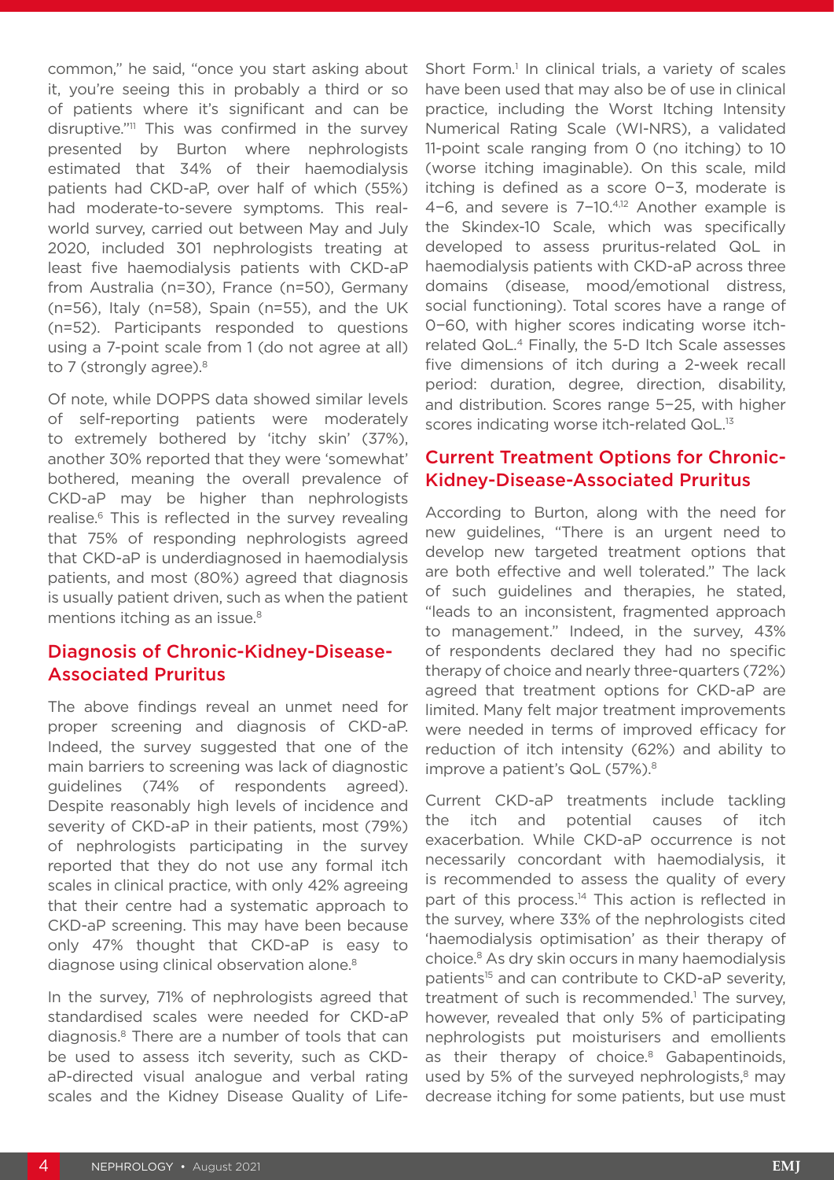common," he said, "once you start asking about it, you're seeing this in probably a third or so of patients where it's significant and can be disruptive."[11] This was confirmed in the survey presented by Burton where nephrologists estimated that 34% of their haemodialysis patients had CKD-aP, over half of which (55%) had moderate-to-severe symptoms. This real-world survey, carried out between May and July 2020, included 301 nephrologists treating at least five haemodialysis patients with CKD-aP from Australia (n=30), France (n=50), Germany (n=56), Italy (n=58), Spain (n=55), and the UK (n=52). Participants responded to questions using a 7-point scale from 1 (do not agree at all) to 7 (strongly agree).[8]

Of note, while DOPPS data showed similar levels of self-reporting patients were moderately to extremely bothered by 'itchy skin' (37%), another 30% reported that they were 'somewhat' bothered, meaning the overall prevalence of CKD-aP may be higher than nephrologists realise.[6] This is reflected in the survey revealing that 75% of responding nephrologists agreed that CKD-aP is underdiagnosed in haemodialysis patients, and most (80%) agreed that diagnosis is usually patient driven, such as when the patient mentions itching as an issue.[8]

## Diagnosis of Chronic-Kidney-Disease-Associated Pruritus

The above findings reveal an unmet need for proper screening and diagnosis of CKD-aP. Indeed, the survey suggested that one of the main barriers to screening was lack of diagnostic guidelines (74% of respondents agreed). Despite reasonably high levels of incidence and severity of CKD-aP in their patients, most (79%) of nephrologists participating in the survey reported that they do not use any formal itch scales in clinical practice, with only 42% agreeing that their centre had a systematic approach to CKD-aP screening. This may have been because only 47% thought that CKD-aP is easy to diagnose using clinical observation alone.[8]

In the survey, 71% of nephrologists agreed that standardised scales were needed for CKD-aP diagnosis.[8] There are a number of tools that can be used to assess itch severity, such as CKD-aP-directed visual analogue and verbal rating scales and the Kidney Disease Quality of Life-Short Form.[1] In clinical trials, a variety of scales have been used that may also be of use in clinical practice, including the Worst Itching Intensity Numerical Rating Scale (WI-NRS), a validated 11-point scale ranging from 0 (no itching) to 10 (worse itching imaginable). On this scale, mild itching is defined as a score 0–3, moderate is 4–6, and severe is 7–10.[4,12] Another example is the Skindex-10 Scale, which was specifically developed to assess pruritus-related QoL in haemodialysis patients with CKD-aP across three domains (disease, mood/emotional distress, social functioning). Total scores have a range of 0–60, with higher scores indicating worse itch-related QoL.[4] Finally, the 5-D Itch Scale assesses five dimensions of itch during a 2-week recall period: duration, degree, direction, disability, and distribution. Scores range 5–25, with higher scores indicating worse itch-related QoL.[13]

## Current Treatment Options for Chronic-Kidney-Disease-Associated Pruritus

According to Burton, along with the need for new guidelines, "There is an urgent need to develop new targeted treatment options that are both effective and well tolerated." The lack of such guidelines and therapies, he stated, "leads to an inconsistent, fragmented approach to management." Indeed, in the survey, 43% of respondents declared they had no specific therapy of choice and nearly three-quarters (72%) agreed that treatment options for CKD-aP are limited. Many felt major treatment improvements were needed in terms of improved efficacy for reduction of itch intensity (62%) and ability to improve a patient's QoL (57%).[8]

Current CKD-aP treatments include tackling the itch and potential causes of itch exacerbation. While CKD-aP occurrence is not necessarily concordant with haemodialysis, it is recommended to assess the quality of every part of this process.[14] This action is reflected in the survey, where 33% of the nephrologists cited 'haemodialysis optimisation' as their therapy of choice.[8] As dry skin occurs in many haemodialysis patients[15] and can contribute to CKD-aP severity, treatment of such is recommended.[1] The survey, however, revealed that only 5% of participating nephrologists put moisturisers and emollients as their therapy of choice.[8] Gabapentinoids, used by 5% of the surveyed nephrologists,[8] may decrease itching for some patients, but use must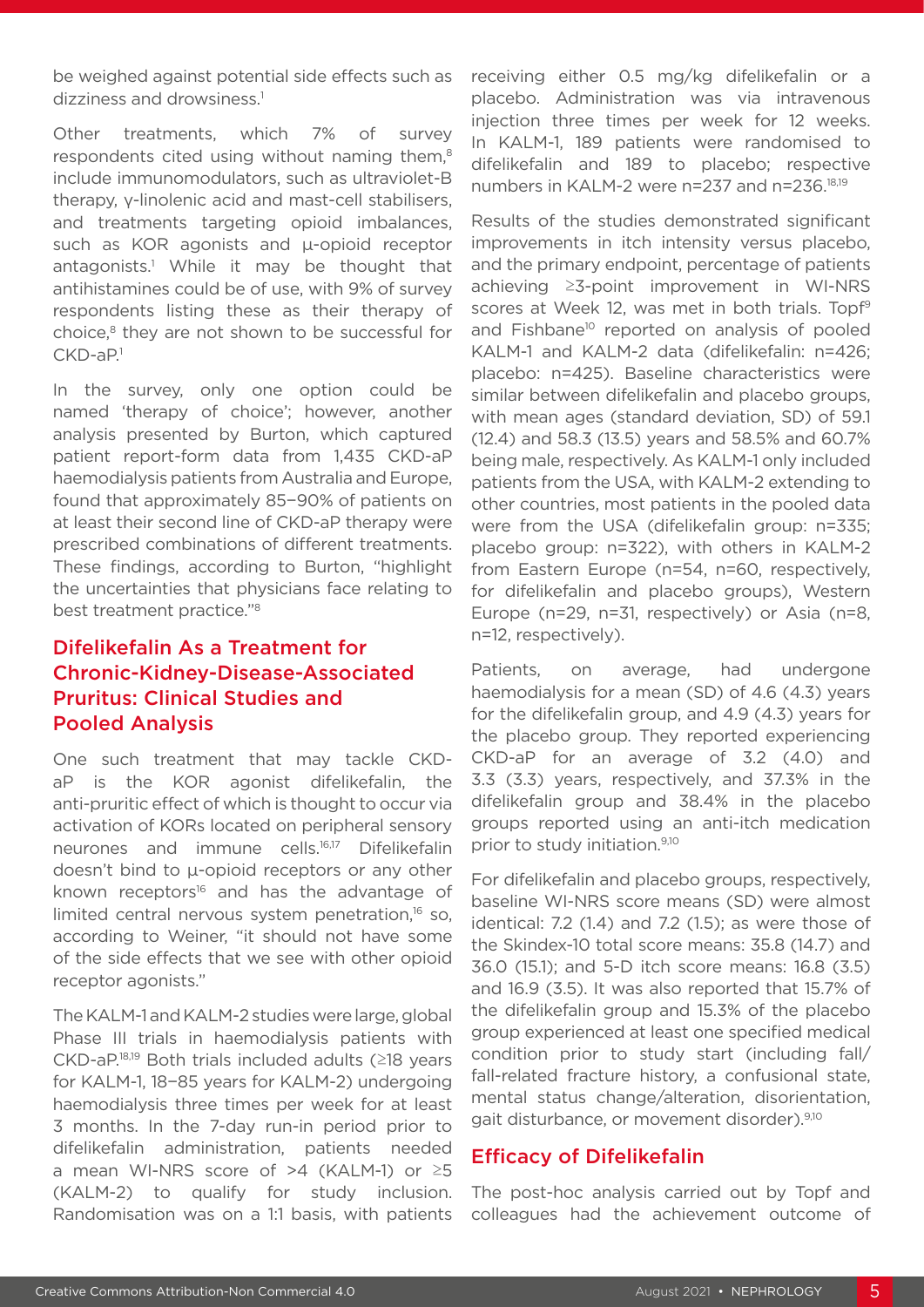be weighed against potential side effects such as dizziness and drowsiness.[1]

Other treatments, which 7% of survey respondents cited using without naming them,[8] include immunomodulators, such as ultraviolet-B therapy, γ-linolenic acid and mast-cell stabilisers, and treatments targeting opioid imbalances, such as KOR agonists and μ-opioid receptor antagonists.[1] While it may be thought that antihistamines could be of use, with 9% of survey respondents listing these as their therapy of choice,[8] they are not shown to be successful for CKD-aP.[1]

In the survey, only one option could be named 'therapy of choice'; however, another analysis presented by Burton, which captured patient report-form data from 1,435 CKD-aP haemodialysis patients from Australia and Europe, found that approximately 85–90% of patients on at least their second line of CKD-aP therapy were prescribed combinations of different treatments. These findings, according to Burton, "highlight the uncertainties that physicians face relating to best treatment practice."[8]

## Difelikefalin As a Treatment for Chronic-Kidney-Disease-Associated Pruritus: Clinical Studies and Pooled Analysis

One such treatment that may tackle CKD-aP is the KOR agonist difelikefalin, the anti-pruritic effect of which is thought to occur via activation of KORs located on peripheral sensory neurones and immune cells.[16,17] Difelikefalin doesn't bind to μ-opioid receptors or any other known receptors[16] and has the advantage of limited central nervous system penetration,[16] so, according to Weiner, "it should not have some of the side effects that we see with other opioid receptor agonists."

The KALM-1 and KALM-2 studies were large, global Phase III trials in haemodialysis patients with CKD-aP.[18,19] Both trials included adults (≥18 years for KALM-1, 18–85 years for KALM-2) undergoing haemodialysis three times per week for at least 3 months. In the 7-day run-in period prior to difelikefalin administration, patients needed a mean WI-NRS score of >4 (KALM-1) or ≥5 (KALM-2) to qualify for study inclusion. Randomisation was on a 1:1 basis, with patients receiving either 0.5 mg/kg difelikefalin or a placebo. Administration was via intravenous injection three times per week for 12 weeks. In KALM-1, 189 patients were randomised to difelikefalin and 189 to placebo; respective numbers in KALM-2 were n=237 and n=236.[18,19]

Results of the studies demonstrated significant improvements in itch intensity versus placebo, and the primary endpoint, percentage of patients achieving ≥3-point improvement in WI-NRS scores at Week 12, was met in both trials. Topf[9] and Fishbane[10] reported on analysis of pooled KALM-1 and KALM-2 data (difelikefalin: n=426; placebo: n=425). Baseline characteristics were similar between difelikefalin and placebo groups, with mean ages (standard deviation, SD) of 59.1 (12.4) and 58.3 (13.5) years and 58.5% and 60.7% being male, respectively. As KALM-1 only included patients from the USA, with KALM-2 extending to other countries, most patients in the pooled data were from the USA (difelikefalin group: n=335; placebo group: n=322), with others in KALM-2 from Eastern Europe (n=54, n=60, respectively, for difelikefalin and placebo groups), Western Europe (n=29, n=31, respectively) or Asia (n=8, n=12, respectively).

Patients, on average, had undergone haemodialysis for a mean (SD) of 4.6 (4.3) years for the difelikefalin group, and 4.9 (4.3) years for the placebo group. They reported experiencing CKD-aP for an average of 3.2 (4.0) and 3.3 (3.3) years, respectively, and 37.3% in the difelikefalin group and 38.4% in the placebo groups reported using an anti-itch medication prior to study initiation.[9,10]

For difelikefalin and placebo groups, respectively, baseline WI-NRS score means (SD) were almost identical: 7.2 (1.4) and 7.2 (1.5); as were those of the Skindex-10 total score means: 35.8 (14.7) and 36.0 (15.1); and 5-D itch score means: 16.8 (3.5) and 16.9 (3.5). It was also reported that 15.7% of the difelikefalin group and 15.3% of the placebo group experienced at least one specified medical condition prior to study start (including fall/fall-related fracture history, a confusional state, mental status change/alteration, disorientation, gait disturbance, or movement disorder).[9,10]

## Efficacy of Difelikefalin

The post-hoc analysis carried out by Topf and colleagues had the achievement outcome of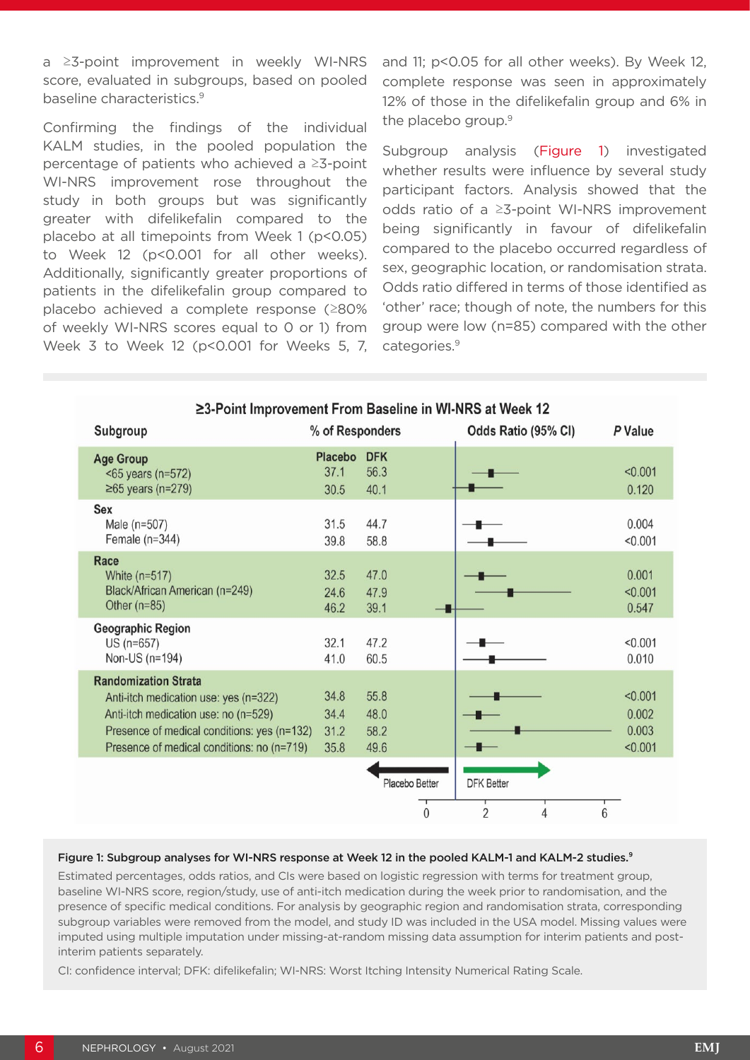a ≥3-point improvement in weekly WI-NRS score, evaluated in subgroups, based on pooled baseline characteristics.[9]

Confirming the findings of the individual KALM studies, in the pooled population the percentage of patients who achieved a ≥3-point WI-NRS improvement rose throughout the study in both groups but was significantly greater with difelikefalin compared to the placebo at all timepoints from Week 1 ($p<0.05$) to Week 12 ($p<0.001$ for all other weeks). Additionally, significantly greater proportions of patients in the difelikefalin group compared to placebo achieved a complete response (≥80% of weekly WI-NRS scores equal to 0 or 1) from Week 3 to Week 12 ($p<0.001$ for Weeks 5, 7, and 11; $p<0.05$ for all other weeks). By Week 12, complete response was seen in approximately 12% of those in the difelikefalin group and 6% in the placebo group.[9]

Subgroup analysis (Figure 1) investigated whether results were influence by several study participant factors. Analysis showed that the odds ratio of a ≥3-point WI-NRS improvement being significantly in favour of difelikefalin compared to the placebo occurred regardless of sex, geographic location, or randomisation strata. Odds ratio differed in terms of those identified as 'other' race; though of note, the numbers for this group were low (n=85) compared with the other categories.[9]

**≥3-Point Improvement From Baseline in WI-NRS at Week 12**

| Subgroup | % of Responders: Placebo | % of Responders: DFK | P Value |
|---|---|---|---|
| **Age Group** | | | |
| <65 years (n=572) | 37.1 | 56.3 | <0.001 |
| ≥65 years (n=279) | 30.5 | 40.1 | 0.120 |
| **Sex** | | | |
| Male (n=507) | 31.5 | 44.7 | 0.004 |
| Female (n=344) | 39.8 | 58.8 | <0.001 |
| **Race** | | | |
| White (n=517) | 32.5 | 47.0 | 0.001 |
| Black/African American (n=249) | 24.6 | 47.9 | <0.001 |
| Other (n=85) | 46.2 | 39.1 | 0.547 |
| **Geographic Region** | | | |
| US (n=657) | 32.1 | 47.2 | <0.001 |
| Non-US (n=194) | 41.0 | 60.5 | 0.010 |
| **Randomization Strata** | | | |
| Anti-itch medication use: yes (n=322) | 34.8 | 55.8 | <0.001 |
| Anti-itch medication use: no (n=529) | 34.4 | 48.0 | 0.002 |
| Presence of medical conditions: yes (n=132) | 31.2 | 58.2 | 0.003 |
| Presence of medical conditions: no (n=719) | 35.8 | 49.6 | <0.001 |

Odds Ratio (95% CI) axis: 0, 2, 4, 6; Placebo Better / DFK Better

**Figure 1: Subgroup analyses for WI-NRS response at Week 12 in the pooled KALM-1 and KALM-2 studies.**[9]

Estimated percentages, odds ratios, and CIs were based on logistic regression with terms for treatment group, baseline WI-NRS score, region/study, use of anti-itch medication during the week prior to randomisation, and the presence of specific medical conditions. For analysis by geographic region and randomisation strata, corresponding subgroup variables were removed from the model, and study ID was included in the USA model. Missing values were imputed using multiple imputation under missing-at-random missing data assumption for interim patients and post-interim patients separately.

CI: confidence interval; DFK: difelikefalin; WI-NRS: Worst Itching Intensity Numerical Rating Scale.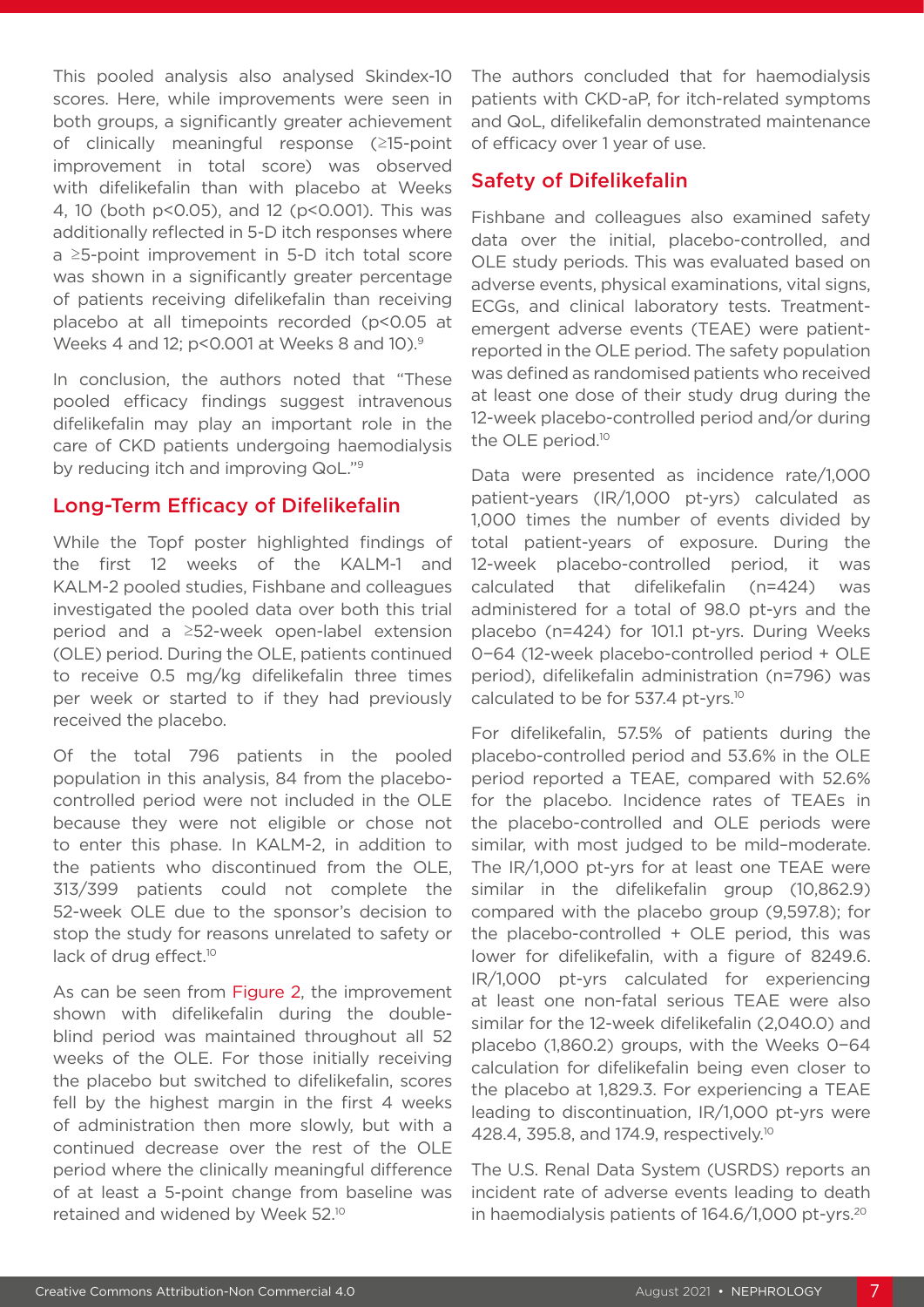This pooled analysis also analysed Skindex-10 scores. Here, while improvements were seen in both groups, a significantly greater achievement of clinically meaningful response (≥15-point improvement in total score) was observed with difelikefalin than with placebo at Weeks 4, 10 (both $p<0.05$), and 12 ($p<0.001$). This was additionally reflected in 5-D itch responses where a ≥5-point improvement in 5-D itch total score was shown in a significantly greater percentage of patients receiving difelikefalin than receiving placebo at all timepoints recorded ($p<0.05$ at Weeks 4 and 12; $p<0.001$ at Weeks 8 and 10).[9]

In conclusion, the authors noted that "These pooled efficacy findings suggest intravenous difelikefalin may play an important role in the care of CKD patients undergoing haemodialysis by reducing itch and improving QoL."[9]

## Long-Term Efficacy of Difelikefalin

While the Topf poster highlighted findings of the first 12 weeks of the KALM-1 and KALM-2 pooled studies, Fishbane and colleagues investigated the pooled data over both this trial period and a ≥52-week open-label extension (OLE) period. During the OLE, patients continued to receive 0.5 mg/kg difelikefalin three times per week or started to if they had previously received the placebo.

Of the total 796 patients in the pooled population in this analysis, 84 from the placebo-controlled period were not included in the OLE because they were not eligible or chose not to enter this phase. In KALM-2, in addition to the patients who discontinued from the OLE, 313/399 patients could not complete the 52-week OLE due to the sponsor's decision to stop the study for reasons unrelated to safety or lack of drug effect.[10]

As can be seen from Figure 2, the improvement shown with difelikefalin during the double-blind period was maintained throughout all 52 weeks of the OLE. For those initially receiving the placebo but switched to difelikefalin, scores fell by the highest margin in the first 4 weeks of administration then more slowly, but with a continued decrease over the rest of the OLE period where the clinically meaningful difference of at least a 5-point change from baseline was retained and widened by Week 52.[10]

The authors concluded that for haemodialysis patients with CKD-aP, for itch-related symptoms and QoL, difelikefalin demonstrated maintenance of efficacy over 1 year of use.

## Safety of Difelikefalin

Fishbane and colleagues also examined safety data over the initial, placebo-controlled, and OLE study periods. This was evaluated based on adverse events, physical examinations, vital signs, ECGs, and clinical laboratory tests. Treatment-emergent adverse events (TEAE) were patient-reported in the OLE period. The safety population was defined as randomised patients who received at least one dose of their study drug during the 12-week placebo-controlled period and/or during the OLE period.[10]

Data were presented as incidence rate/1,000 patient-years (IR/1,000 pt-yrs) calculated as 1,000 times the number of events divided by total patient-years of exposure. During the 12-week placebo-controlled period, it was calculated that difelikefalin (n=424) was administered for a total of 98.0 pt-yrs and the placebo (n=424) for 101.1 pt-yrs. During Weeks 0–64 (12-week placebo-controlled period + OLE period), difelikefalin administration (n=796) was calculated to be for 537.4 pt-yrs.[10]

For difelikefalin, 57.5% of patients during the placebo-controlled period and 53.6% in the OLE period reported a TEAE, compared with 52.6% for the placebo. Incidence rates of TEAEs in the placebo-controlled and OLE periods were similar, with most judged to be mild–moderate. The IR/1,000 pt-yrs for at least one TEAE were similar in the difelikefalin group (10,862.9) compared with the placebo group (9,597.8); for the placebo-controlled + OLE period, this was lower for difelikefalin, with a figure of 8249.6. IR/1,000 pt-yrs calculated for experiencing at least one non-fatal serious TEAE were also similar for the 12-week difelikefalin (2,040.0) and placebo (1,860.2) groups, with the Weeks 0–64 calculation for difelikefalin being even closer to the placebo at 1,829.3. For experiencing a TEAE leading to discontinuation, IR/1,000 pt-yrs were 428.4, 395.8, and 174.9, respectively.[10]

The U.S. Renal Data System (USRDS) reports an incident rate of adverse events leading to death in haemodialysis patients of 164.6/1,000 pt-yrs.[20]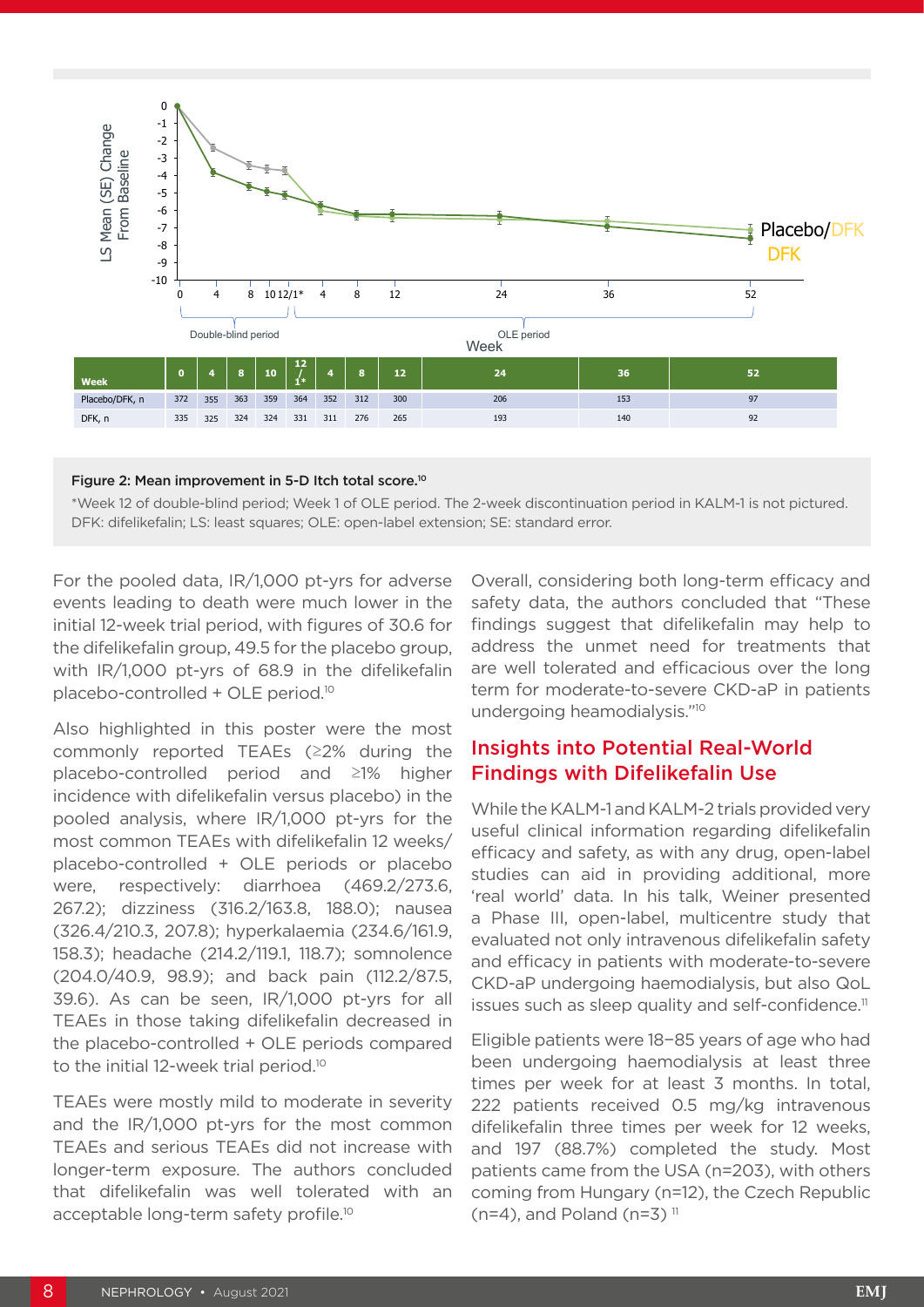| Week | 0 | 4 | 8 | 10 | 12/1* | 4 | 8 | 12 | 24 | 36 | 52 |
|---|---|---|---|---|---|---|---|---|---|---|---|
| Placebo/DFK, n | 372 | 355 | 363 | 359 | 364 | 352 | 312 | 300 | 206 | 153 | 97 |
| DFK, n | 335 | 325 | 324 | 324 | 331 | 311 | 276 | 265 | 193 | 140 | 92 |

**Figure 2: Mean improvement in 5-D Itch total score.**[10]

*Week 12 of double-blind period; Week 1 of OLE period. The 2-week discontinuation period in KALM-1 is not pictured.
DFK: difelikefalin; LS: least squares; OLE: open-label extension; SE: standard error.

For the pooled data, IR/1,000 pt-yrs for adverse events leading to death were much lower in the initial 12-week trial period, with figures of 30.6 for the difelikefalin group, 49.5 for the placebo group, with IR/1,000 pt-yrs of 68.9 in the difelikefalin placebo-controlled + OLE period.[10]

Also highlighted in this poster were the most commonly reported TEAEs (≥2% during the placebo-controlled period and ≥1% higher incidence with difelikefalin versus placebo) in the pooled analysis, where IR/1,000 pt-yrs for the most common TEAEs with difelikefalin 12 weeks/placebo-controlled + OLE periods or placebo were, respectively: diarrhoea (469.2/273.6, 267.2); dizziness (316.2/163.8, 188.0); nausea (326.4/210.3, 207.8); hyperkalaemia (234.6/161.9, 158.3); headache (214.2/119.1, 118.7); somnolence (204.0/40.9, 98.9); and back pain (112.2/87.5, 39.6). As can be seen, IR/1,000 pt-yrs for all TEAEs in those taking difelikefalin decreased in the placebo-controlled + OLE periods compared to the initial 12-week trial period.[10]

TEAEs were mostly mild to moderate in severity and the IR/1,000 pt-yrs for the most common TEAEs and serious TEAEs did not increase with longer-term exposure. The authors concluded that difelikefalin was well tolerated with an acceptable long-term safety profile.[10]

Overall, considering both long-term efficacy and safety data, the authors concluded that "These findings suggest that difelikefalin may help to address the unmet need for treatments that are well tolerated and efficacious over the long term for moderate-to-severe CKD-aP in patients undergoing heamodialysis."[10]

## Insights into Potential Real-World Findings with Difelikefalin Use

While the KALM-1 and KALM-2 trials provided very useful clinical information regarding difelikefalin efficacy and safety, as with any drug, open-label studies can aid in providing additional, more 'real world' data. In his talk, Weiner presented a Phase III, open-label, multicentre study that evaluated not only intravenous difelikefalin safety and efficacy in patients with moderate-to-severe CKD-aP undergoing haemodialysis, but also QoL issues such as sleep quality and self-confidence.[11]

Eligible patients were 18–85 years of age who had been undergoing haemodialysis at least three times per week for at least 3 months. In total, 222 patients received 0.5 mg/kg intravenous difelikefalin three times per week for 12 weeks, and 197 (88.7%) completed the study. Most patients came from the USA (n=203), with others coming from Hungary (n=12), the Czech Republic (n=4), and Poland (n=3)[11]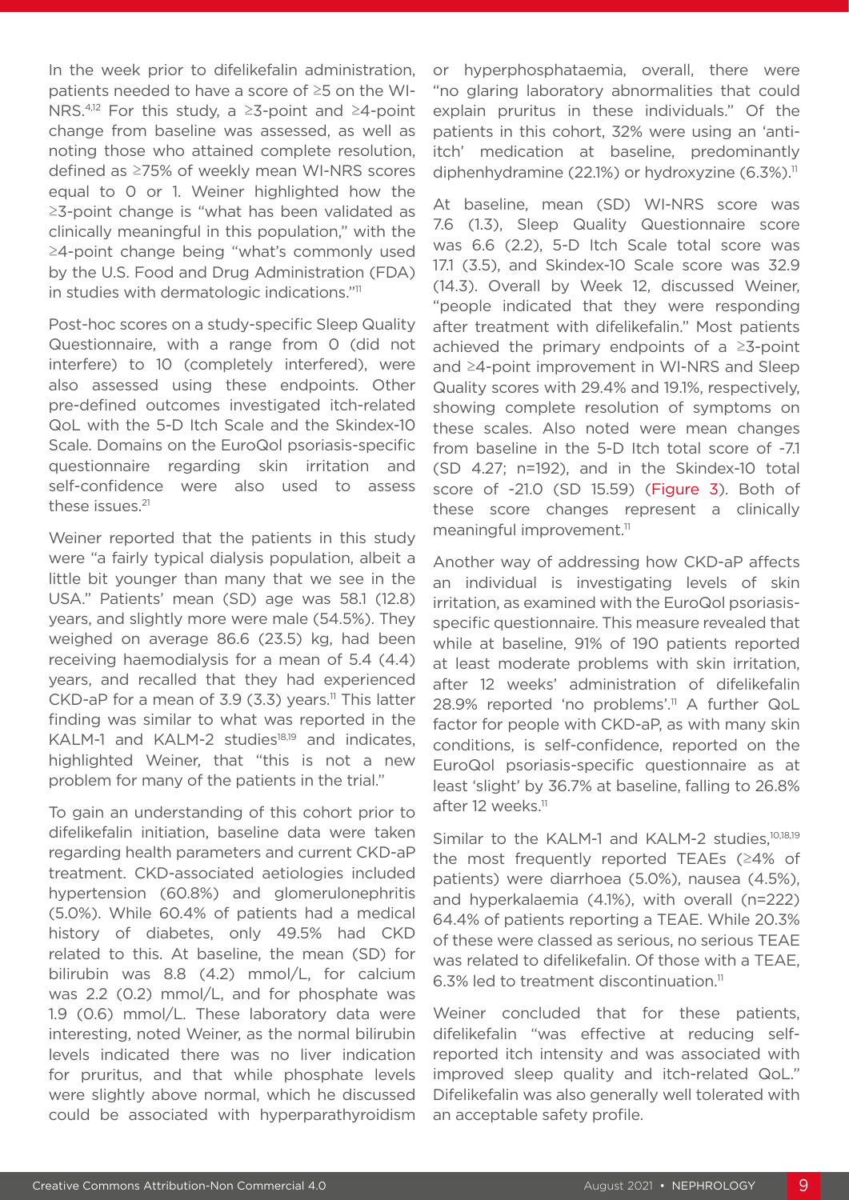In the week prior to difelikefalin administration, patients needed to have a score of ≥5 on the WI-NRS.[4,12] For this study, a ≥3-point and ≥4-point change from baseline was assessed, as well as noting those who attained complete resolution, defined as ≥75% of weekly mean WI-NRS scores equal to 0 or 1. Weiner highlighted how the ≥3-point change is "what has been validated as clinically meaningful in this population," with the ≥4-point change being "what's commonly used by the U.S. Food and Drug Administration (FDA) in studies with dermatologic indications."[11]

Post-hoc scores on a study-specific Sleep Quality Questionnaire, with a range from 0 (did not interfere) to 10 (completely interfered), were also assessed using these endpoints. Other pre-defined outcomes investigated itch-related QoL with the 5-D Itch Scale and the Skindex-10 Scale. Domains on the EuroQol psoriasis-specific questionnaire regarding skin irritation and self-confidence were also used to assess these issues.[21]

Weiner reported that the patients in this study were "a fairly typical dialysis population, albeit a little bit younger than many that we see in the USA." Patients' mean (SD) age was 58.1 (12.8) years, and slightly more were male (54.5%). They weighed on average 86.6 (23.5) kg, had been receiving haemodialysis for a mean of 5.4 (4.4) years, and recalled that they had experienced CKD-aP for a mean of 3.9 (3.3) years.[11] This latter finding was similar to what was reported in the KALM-1 and KALM-2 studies[18,19] and indicates, highlighted Weiner, that "this is not a new problem for many of the patients in the trial."

To gain an understanding of this cohort prior to difelikefalin initiation, baseline data were taken regarding health parameters and current CKD-aP treatment. CKD-associated aetiologies included hypertension (60.8%) and glomerulonephritis (5.0%). While 60.4% of patients had a medical history of diabetes, only 49.5% had CKD related to this. At baseline, the mean (SD) for bilirubin was 8.8 (4.2) mmol/L, for calcium was 2.2 (0.2) mmol/L, and for phosphate was 1.9 (0.6) mmol/L. These laboratory data were interesting, noted Weiner, as the normal bilirubin levels indicated there was no liver indication for pruritus, and that while phosphate levels were slightly above normal, which he discussed could be associated with hyperparathyroidism or hyperphosphataemia, overall, there were "no glaring laboratory abnormalities that could explain pruritus in these individuals." Of the patients in this cohort, 32% were using an 'anti-itch' medication at baseline, predominantly diphenhydramine (22.1%) or hydroxyzine (6.3%).[11]

At baseline, mean (SD) WI-NRS score was 7.6 (1.3), Sleep Quality Questionnaire score was 6.6 (2.2), 5-D Itch Scale total score was 17.1 (3.5), and Skindex-10 Scale score was 32.9 (14.3). Overall by Week 12, discussed Weiner, "people indicated that they were responding after treatment with difelikefalin." Most patients achieved the primary endpoints of a ≥3-point and ≥4-point improvement in WI-NRS and Sleep Quality scores with 29.4% and 19.1%, respectively, showing complete resolution of symptoms on these scales. Also noted were mean changes from baseline in the 5-D Itch total score of -7.1 (SD 4.27; n=192), and in the Skindex-10 total score of -21.0 (SD 15.59) (Figure 3). Both of these score changes represent a clinically meaningful improvement.[11]

Another way of addressing how CKD-aP affects an individual is investigating levels of skin irritation, as examined with the EuroQol psoriasis-specific questionnaire. This measure revealed that while at baseline, 91% of 190 patients reported at least moderate problems with skin irritation, after 12 weeks' administration of difelikefalin 28.9% reported 'no problems'.[11] A further QoL factor for people with CKD-aP, as with many skin conditions, is self-confidence, reported on the EuroQol psoriasis-specific questionnaire as at least 'slight' by 36.7% at baseline, falling to 26.8% after 12 weeks.[11]

Similar to the KALM-1 and KALM-2 studies,[10,18,19] the most frequently reported TEAEs (≥4% of patients) were diarrhoea (5.0%), nausea (4.5%), and hyperkalaemia (4.1%), with overall (n=222) 64.4% of patients reporting a TEAE. While 20.3% of these were classed as serious, no serious TEAE was related to difelikefalin. Of those with a TEAE, 6.3% led to treatment discontinuation.[11]

Weiner concluded that for these patients, difelikefalin "was effective at reducing self-reported itch intensity and was associated with improved sleep quality and itch-related QoL." Difelikefalin was also generally well tolerated with an acceptable safety profile.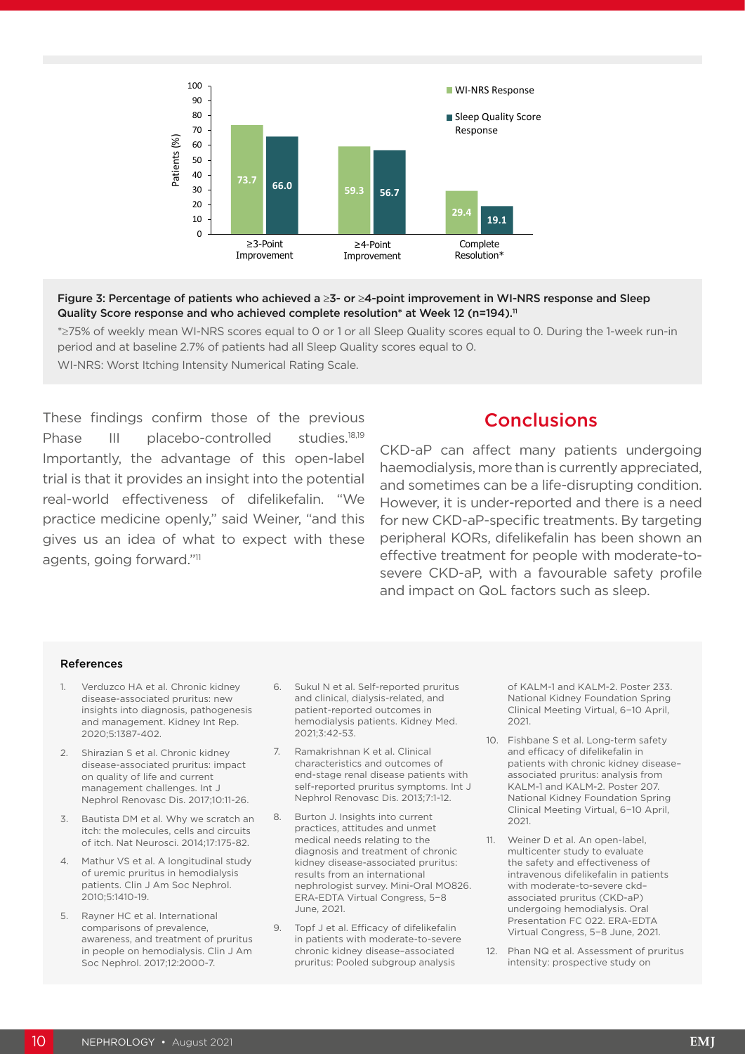| | WI-NRS Response | Sleep Quality Score Response |
|---|---|---|
| ≥3-Point Improvement | 73.7 | 66.0 |
| ≥4-Point Improvement | 59.3 | 56.7 |
| Complete Resolution* | 29.4 | 19.1 |

**Figure 3: Percentage of patients who achieved a ≥3- or ≥4-point improvement in WI-NRS response and Sleep Quality Score response and who achieved complete resolution* at Week 12 (n=194).[11]**

*≥75% of weekly mean WI-NRS scores equal to 0 or 1 or all Sleep Quality scores equal to 0. During the 1-week run-in period and at baseline 2.7% of patients had all Sleep Quality scores equal to 0.

WI-NRS: Worst Itching Intensity Numerical Rating Scale.

These findings confirm those of the previous Phase III placebo-controlled studies.[18,19] Importantly, the advantage of this open-label trial is that it provides an insight into the potential real-world effectiveness of difelikefalin. "We practice medicine openly," said Weiner, "and this gives us an idea of what to expect with these agents, going forward."[11]

## Conclusions

CKD-aP can affect many patients undergoing haemodialysis, more than is currently appreciated, and sometimes can be a life-disrupting condition. However, it is under-reported and there is a need for new CKD-aP-specific treatments. By targeting peripheral KORs, difelikefalin has been shown an effective treatment for people with moderate-to-severe CKD-aP, with a favourable safety profile and impact on QoL factors such as sleep.

### References

1. Verduzco HA et al. Chronic kidney disease-associated pruritus: new insights into diagnosis, pathogenesis and management. Kidney Int Rep. 2020;5:1387-402.
2. Shirazian S et al. Chronic kidney disease-associated pruritus: impact on quality of life and current management challenges. Int J Nephrol Renovasc Dis. 2017;10:11-26.
3. Bautista DM et al. Why we scratch an itch: the molecules, cells and circuits of itch. Nat Neurosci. 2014;17:175-82.
4. Mathur VS et al. A longitudinal study of uremic pruritus in hemodialysis patients. Clin J Am Soc Nephrol. 2010;5:1410-19.
5. Rayner HC et al. International comparisons of prevalence, awareness, and treatment of pruritus in people on hemodialysis. Clin J Am Soc Nephrol. 2017;12:2000-7.
6. Sukul N et al. Self-reported pruritus and clinical, dialysis-related, and patient-reported outcomes in hemodialysis patients. Kidney Med. 2021;3:42-53.
7. Ramakrishnan K et al. Clinical characteristics and outcomes of end-stage renal disease patients with self-reported pruritus symptoms. Int J Nephrol Renovasc Dis. 2013;7:1-12.
8. Burton J. Insights into current practices, attitudes and unmet medical needs relating to the diagnosis and treatment of chronic kidney disease-associated pruritus: results from an international nephrologist survey. Mini-Oral MO826. ERA-EDTA Virtual Congress, 5–8 June, 2021.
9. Topf J et al. Efficacy of difelikefalin in patients with moderate-to-severe chronic kidney disease–associated pruritus: Pooled subgroup analysis of KALM-1 and KALM-2. Poster 233. National Kidney Foundation Spring Clinical Meeting Virtual, 6–10 April, 2021.
10. Fishbane S et al. Long-term safety and efficacy of difelikefalin in patients with chronic kidney disease–associated pruritus: analysis from KALM-1 and KALM-2. Poster 207. National Kidney Foundation Spring Clinical Meeting Virtual, 6–10 April, 2021.
11. Weiner D et al. An open-label, multicenter study to evaluate the safety and effectiveness of intravenous difelikefalin in patients with moderate-to-severe ckd–associated pruritus (CKD-aP) undergoing hemodialysis. Oral Presentation FC 022. ERA-EDTA Virtual Congress, 5–8 June, 2021.
12. Phan NQ et al. Assessment of pruritus intensity: prospective study on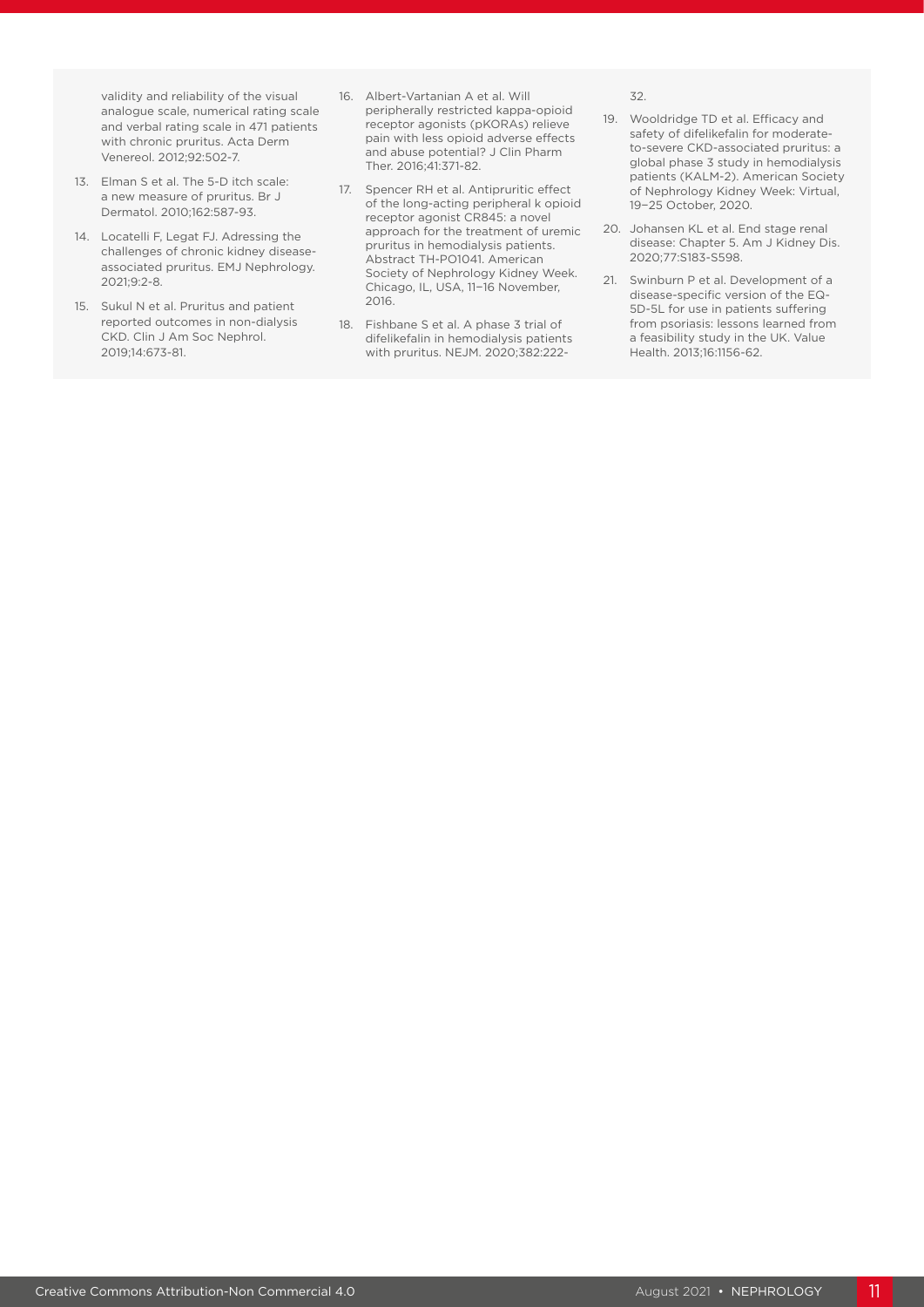validity and reliability of the visual analogue scale, numerical rating scale and verbal rating scale in 471 patients with chronic pruritus. Acta Derm Venereol. 2012;92:502-7.

13. Elman S et al. The 5-D itch scale: a new measure of pruritus. Br J Dermatol. 2010;162:587-93.
14. Locatelli F, Legat FJ. Adressing the challenges of chronic kidney disease-associated pruritus. EMJ Nephrology. 2021;9:2-8.
15. Sukul N et al. Pruritus and patient reported outcomes in non-dialysis CKD. Clin J Am Soc Nephrol. 2019;14:673-81.
16. Albert-Vartanian A et al. Will peripherally restricted kappa-opioid receptor agonists (pKORAs) relieve pain with less opioid adverse effects and abuse potential? J Clin Pharm Ther. 2016;41:371-82.
17. Spencer RH et al. Antipruritic effect of the long-acting peripheral k opioid receptor agonist CR845: a novel approach for the treatment of uremic pruritus in hemodialysis patients. Abstract TH-PO1041. American Society of Nephrology Kidney Week. Chicago, IL, USA, 11–16 November, 2016.
18. Fishbane S et al. A phase 3 trial of difelikefalin in hemodialysis patients with pruritus. NEJM. 2020;382:222-32.
19. Wooldridge TD et al. Efficacy and safety of difelikefalin for moderate-to-severe CKD-associated pruritus: a global phase 3 study in hemodialysis patients (KALM-2). American Society of Nephrology Kidney Week: Virtual, 19–25 October, 2020.
20. Johansen KL et al. End stage renal disease: Chapter 5. Am J Kidney Dis. 2020;77:S183-S598.
21. Swinburn P et al. Development of a disease-specific version of the EQ-5D-5L for use in patients suffering from psoriasis: lessons learned from a feasibility study in the UK. Value Health. 2013;16:1156-62.

Creative Commons Attribution-Non Commercial 4.0